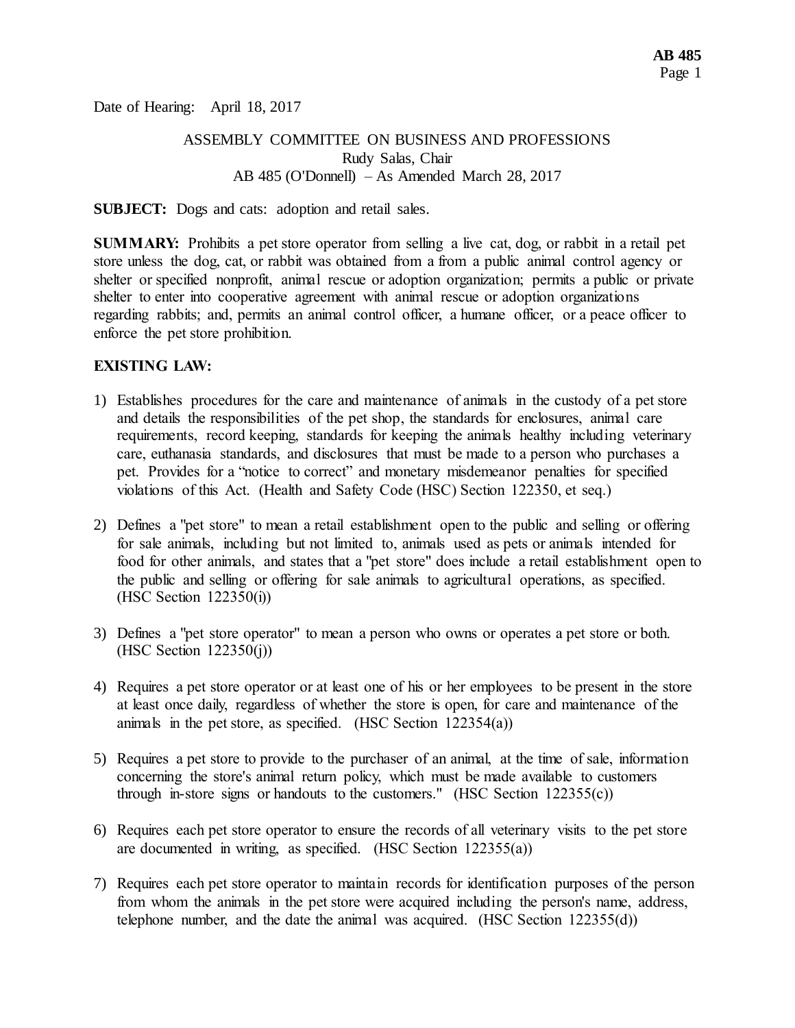Date of Hearing: April 18, 2017

ASSEMBLY COMMITTEE ON BUSINESS AND PROFESSIONS
Rudy Salas, Chair
AB 485 (O'Donnell) – As Amended March 28, 2017

**SUBJECT:** Dogs and cats: adoption and retail sales.

**SUMMARY:** Prohibits a pet store operator from selling a live cat, dog, or rabbit in a retail pet store unless the dog, cat, or rabbit was obtained from a from a public animal control agency or shelter or specified nonprofit, animal rescue or adoption organization; permits a public or private shelter to enter into cooperative agreement with animal rescue or adoption organizations regarding rabbits; and, permits an animal control officer, a humane officer, or a peace officer to enforce the pet store prohibition.

**EXISTING LAW:**

1) Establishes procedures for the care and maintenance of animals in the custody of a pet store and details the responsibilities of the pet shop, the standards for enclosures, animal care requirements, record keeping, standards for keeping the animals healthy including veterinary care, euthanasia standards, and disclosures that must be made to a person who purchases a pet. Provides for a "notice to correct" and monetary misdemeanor penalties for specified violations of this Act. (Health and Safety Code (HSC) Section 122350, et seq.)

2) Defines a "pet store" to mean a retail establishment open to the public and selling or offering for sale animals, including but not limited to, animals used as pets or animals intended for food for other animals, and states that a "pet store" does include a retail establishment open to the public and selling or offering for sale animals to agricultural operations, as specified. (HSC Section 122350(i))

3) Defines a "pet store operator" to mean a person who owns or operates a pet store or both. (HSC Section 122350(j))

4) Requires a pet store operator or at least one of his or her employees to be present in the store at least once daily, regardless of whether the store is open, for care and maintenance of the animals in the pet store, as specified. (HSC Section 122354(a))

5) Requires a pet store to provide to the purchaser of an animal, at the time of sale, information concerning the store's animal return policy, which must be made available to customers through in-store signs or handouts to the customers." (HSC Section 122355(c))

6) Requires each pet store operator to ensure the records of all veterinary visits to the pet store are documented in writing, as specified. (HSC Section 122355(a))

7) Requires each pet store operator to maintain records for identification purposes of the person from whom the animals in the pet store were acquired including the person's name, address, telephone number, and the date the animal was acquired. (HSC Section 122355(d))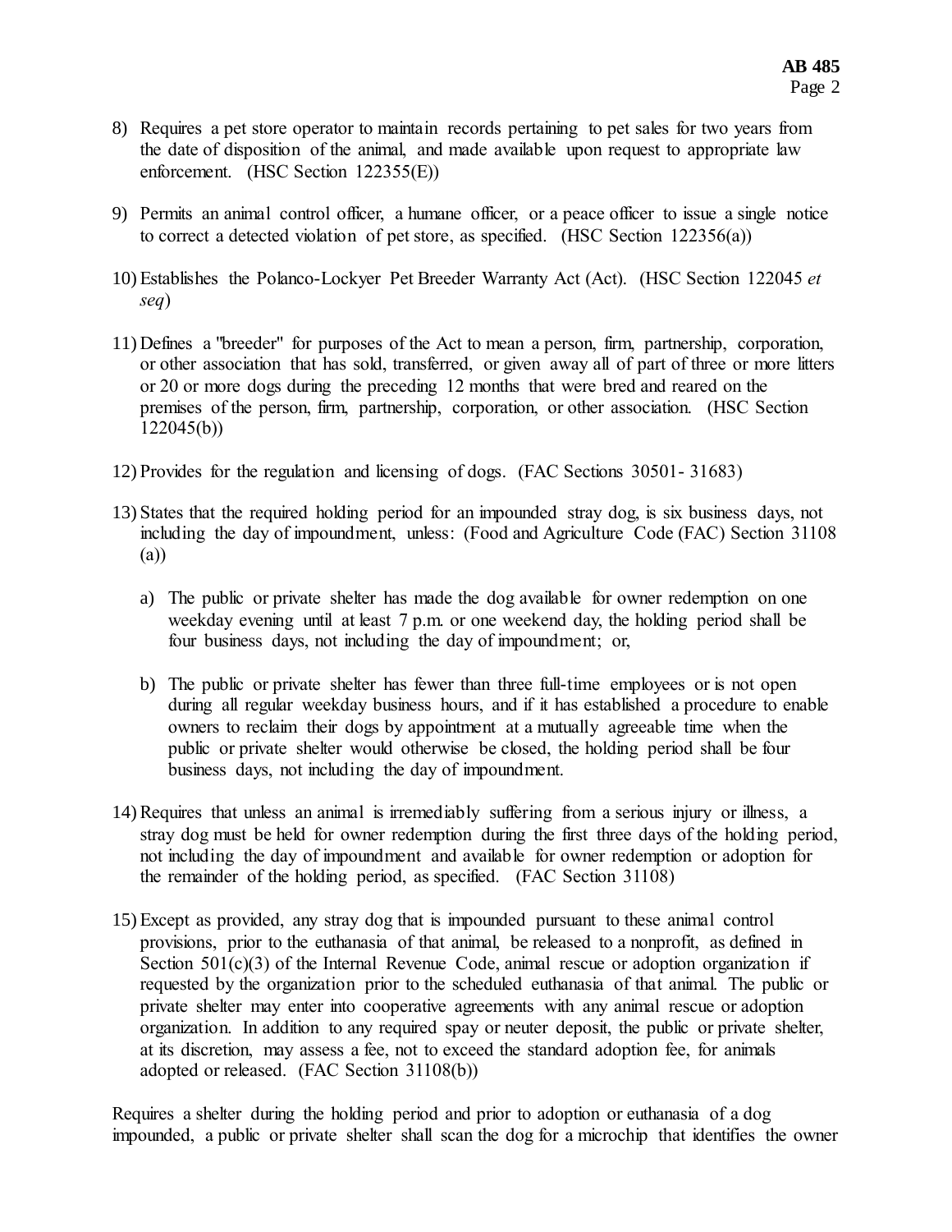8) Requires a pet store operator to maintain records pertaining to pet sales for two years from the date of disposition of the animal, and made available upon request to appropriate law enforcement. (HSC Section 122355(E))

9) Permits an animal control officer, a humane officer, or a peace officer to issue a single notice to correct a detected violation of pet store, as specified. (HSC Section 122356(a))

10) Establishes the Polanco-Lockyer Pet Breeder Warranty Act (Act). (HSC Section 122045 *et seq*)

11) Defines a "breeder" for purposes of the Act to mean a person, firm, partnership, corporation, or other association that has sold, transferred, or given away all of part of three or more litters or 20 or more dogs during the preceding 12 months that were bred and reared on the premises of the person, firm, partnership, corporation, or other association. (HSC Section 122045(b))

12) Provides for the regulation and licensing of dogs. (FAC Sections 30501- 31683)

13) States that the required holding period for an impounded stray dog, is six business days, not including the day of impoundment, unless: (Food and Agriculture Code (FAC) Section 31108 (a))

    a) The public or private shelter has made the dog available for owner redemption on one weekday evening until at least 7 p.m. or one weekend day, the holding period shall be four business days, not including the day of impoundment; or,

    b) The public or private shelter has fewer than three full-time employees or is not open during all regular weekday business hours, and if it has established a procedure to enable owners to reclaim their dogs by appointment at a mutually agreeable time when the public or private shelter would otherwise be closed, the holding period shall be four business days, not including the day of impoundment.

14) Requires that unless an animal is irremediably suffering from a serious injury or illness, a stray dog must be held for owner redemption during the first three days of the holding period, not including the day of impoundment and available for owner redemption or adoption for the remainder of the holding period, as specified. (FAC Section 31108)

15) Except as provided, any stray dog that is impounded pursuant to these animal control provisions, prior to the euthanasia of that animal, be released to a nonprofit, as defined in Section 501(c)(3) of the Internal Revenue Code, animal rescue or adoption organization if requested by the organization prior to the scheduled euthanasia of that animal. The public or private shelter may enter into cooperative agreements with any animal rescue or adoption organization. In addition to any required spay or neuter deposit, the public or private shelter, at its discretion, may assess a fee, not to exceed the standard adoption fee, for animals adopted or released. (FAC Section 31108(b))

Requires a shelter during the holding period and prior to adoption or euthanasia of a dog impounded, a public or private shelter shall scan the dog for a microchip that identifies the owner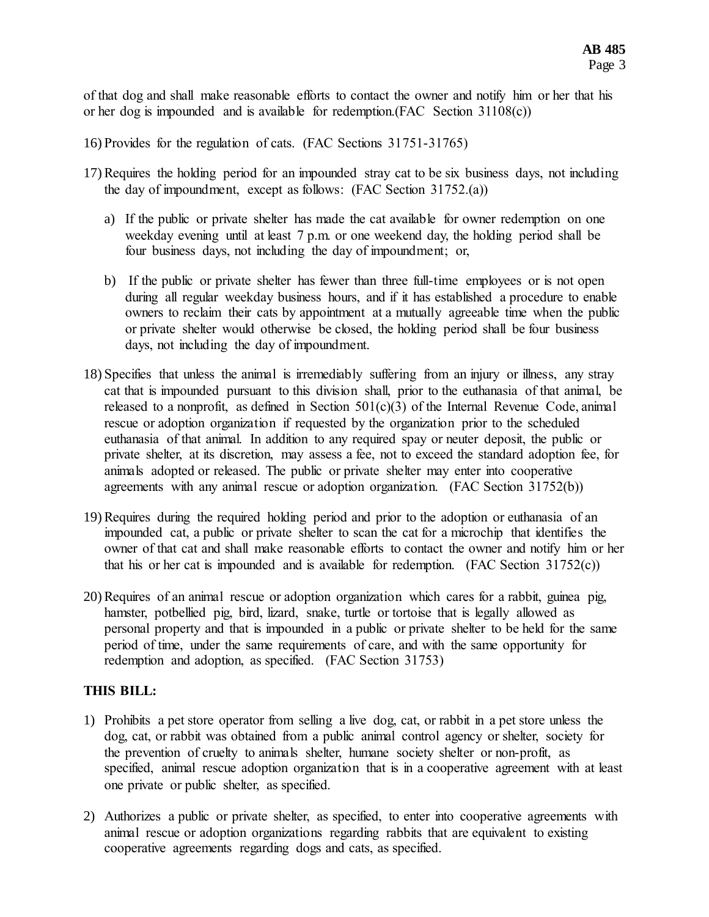of that dog and shall make reasonable efforts to contact the owner and notify him or her that his or her dog is impounded and is available for redemption.(FAC Section 31108(c))

16) Provides for the regulation of cats. (FAC Sections 31751-31765)

17) Requires the holding period for an impounded stray cat to be six business days, not including the day of impoundment, except as follows: (FAC Section 31752.(a))

    a) If the public or private shelter has made the cat available for owner redemption on one weekday evening until at least 7 p.m. or one weekend day, the holding period shall be four business days, not including the day of impoundment; or,

    b) If the public or private shelter has fewer than three full-time employees or is not open during all regular weekday business hours, and if it has established a procedure to enable owners to reclaim their cats by appointment at a mutually agreeable time when the public or private shelter would otherwise be closed, the holding period shall be four business days, not including the day of impoundment.

18) Specifies that unless the animal is irremediably suffering from an injury or illness, any stray cat that is impounded pursuant to this division shall, prior to the euthanasia of that animal, be released to a nonprofit, as defined in Section 501(c)(3) of the Internal Revenue Code, animal rescue or adoption organization if requested by the organization prior to the scheduled euthanasia of that animal. In addition to any required spay or neuter deposit, the public or private shelter, at its discretion, may assess a fee, not to exceed the standard adoption fee, for animals adopted or released. The public or private shelter may enter into cooperative agreements with any animal rescue or adoption organization. (FAC Section 31752(b))

19) Requires during the required holding period and prior to the adoption or euthanasia of an impounded cat, a public or private shelter to scan the cat for a microchip that identifies the owner of that cat and shall make reasonable efforts to contact the owner and notify him or her that his or her cat is impounded and is available for redemption. (FAC Section 31752(c))

20) Requires of an animal rescue or adoption organization which cares for a rabbit, guinea pig, hamster, potbellied pig, bird, lizard, snake, turtle or tortoise that is legally allowed as personal property and that is impounded in a public or private shelter to be held for the same period of time, under the same requirements of care, and with the same opportunity for redemption and adoption, as specified. (FAC Section 31753)

**THIS BILL:**

1) Prohibits a pet store operator from selling a live dog, cat, or rabbit in a pet store unless the dog, cat, or rabbit was obtained from a public animal control agency or shelter, society for the prevention of cruelty to animals shelter, humane society shelter or non-profit, as specified, animal rescue adoption organization that is in a cooperative agreement with at least one private or public shelter, as specified.

2) Authorizes a public or private shelter, as specified, to enter into cooperative agreements with animal rescue or adoption organizations regarding rabbits that are equivalent to existing cooperative agreements regarding dogs and cats, as specified.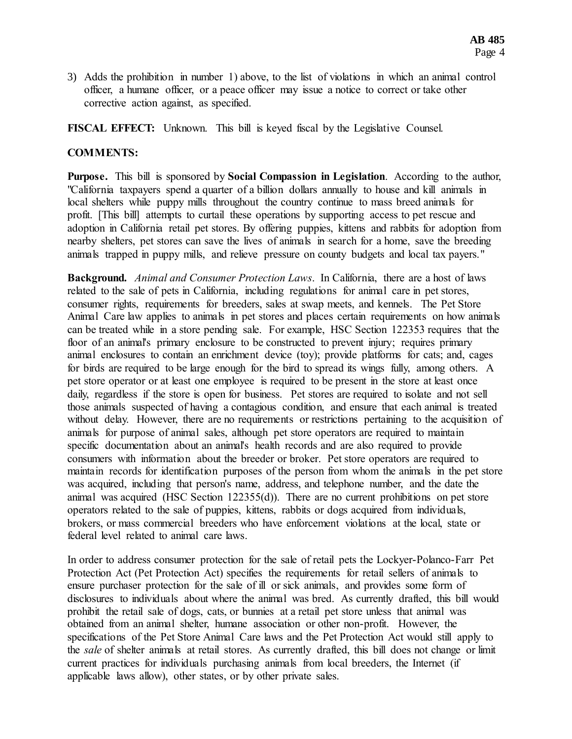3) Adds the prohibition in number 1) above, to the list of violations in which an animal control officer, a humane officer, or a peace officer may issue a notice to correct or take other corrective action against, as specified.

**FISCAL EFFECT:** Unknown. This bill is keyed fiscal by the Legislative Counsel.

**COMMENTS:**

**Purpose.** This bill is sponsored by **Social Compassion in Legislation**. According to the author, "California taxpayers spend a quarter of a billion dollars annually to house and kill animals in local shelters while puppy mills throughout the country continue to mass breed animals for profit. [This bill] attempts to curtail these operations by supporting access to pet rescue and adoption in California retail pet stores. By offering puppies, kittens and rabbits for adoption from nearby shelters, pet stores can save the lives of animals in search for a home, save the breeding animals trapped in puppy mills, and relieve pressure on county budgets and local tax payers."

**Background.** *Animal and Consumer Protection Laws*. In California, there are a host of laws related to the sale of pets in California, including regulations for animal care in pet stores, consumer rights, requirements for breeders, sales at swap meets, and kennels. The Pet Store Animal Care law applies to animals in pet stores and places certain requirements on how animals can be treated while in a store pending sale. For example, HSC Section 122353 requires that the floor of an animal's primary enclosure to be constructed to prevent injury; requires primary animal enclosures to contain an enrichment device (toy); provide platforms for cats; and, cages for birds are required to be large enough for the bird to spread its wings fully, among others. A pet store operator or at least one employee is required to be present in the store at least once daily, regardless if the store is open for business. Pet stores are required to isolate and not sell those animals suspected of having a contagious condition, and ensure that each animal is treated without delay. However, there are no requirements or restrictions pertaining to the acquisition of animals for purpose of animal sales, although pet store operators are required to maintain specific documentation about an animal's health records and are also required to provide consumers with information about the breeder or broker. Pet store operators are required to maintain records for identification purposes of the person from whom the animals in the pet store was acquired, including that person's name, address, and telephone number, and the date the animal was acquired (HSC Section 122355(d)). There are no current prohibitions on pet store operators related to the sale of puppies, kittens, rabbits or dogs acquired from individuals, brokers, or mass commercial breeders who have enforcement violations at the local, state or federal level related to animal care laws.

In order to address consumer protection for the sale of retail pets the Lockyer-Polanco-Farr Pet Protection Act (Pet Protection Act) specifies the requirements for retail sellers of animals to ensure purchaser protection for the sale of ill or sick animals, and provides some form of disclosures to individuals about where the animal was bred. As currently drafted, this bill would prohibit the retail sale of dogs, cats, or bunnies at a retail pet store unless that animal was obtained from an animal shelter, humane association or other non-profit. However, the specifications of the Pet Store Animal Care laws and the Pet Protection Act would still apply to the *sale* of shelter animals at retail stores. As currently drafted, this bill does not change or limit current practices for individuals purchasing animals from local breeders, the Internet (if applicable laws allow), other states, or by other private sales.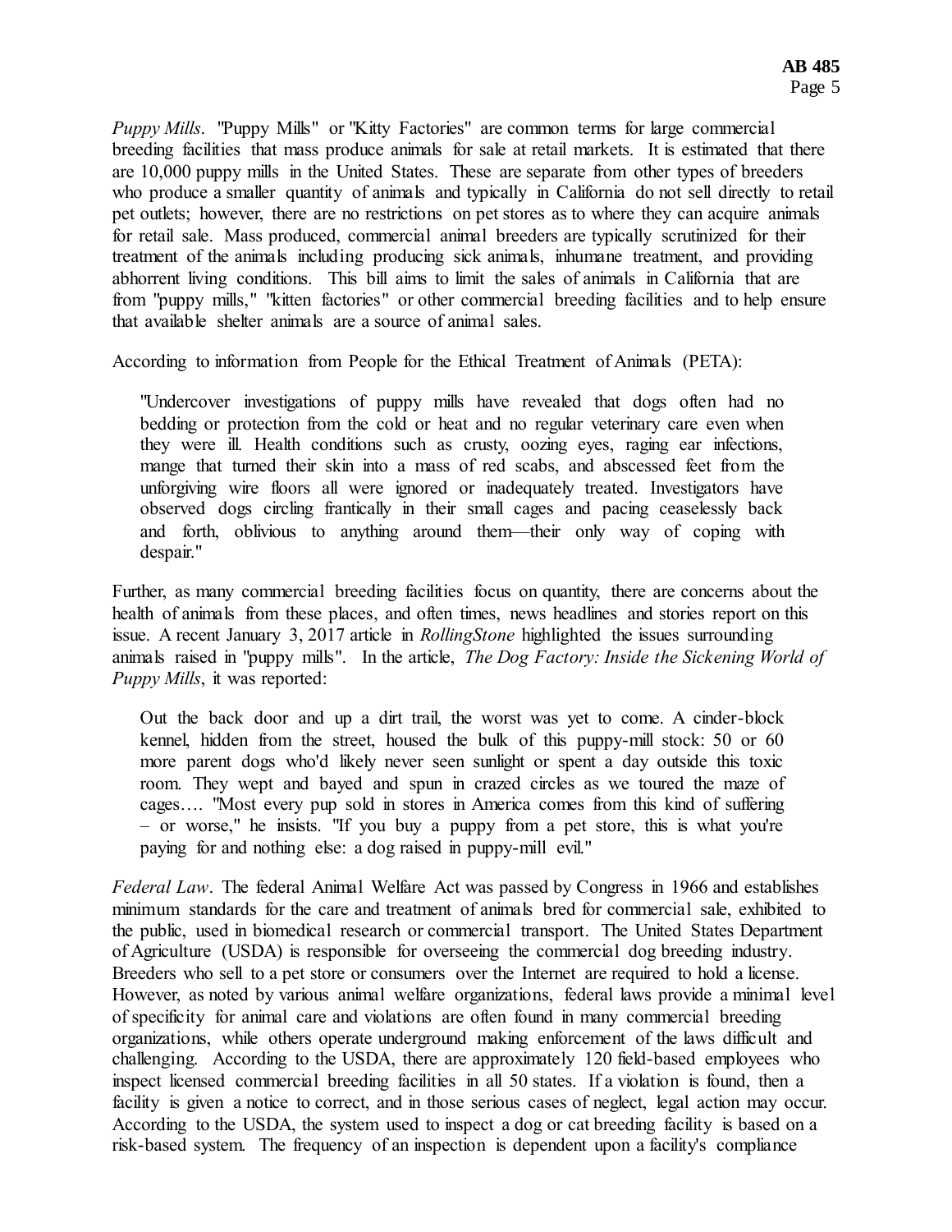*Puppy Mills*. "Puppy Mills" or "Kitty Factories" are common terms for large commercial breeding facilities that mass produce animals for sale at retail markets. It is estimated that there are 10,000 puppy mills in the United States. These are separate from other types of breeders who produce a smaller quantity of animals and typically in California do not sell directly to retail pet outlets; however, there are no restrictions on pet stores as to where they can acquire animals for retail sale. Mass produced, commercial animal breeders are typically scrutinized for their treatment of the animals including producing sick animals, inhumane treatment, and providing abhorrent living conditions. This bill aims to limit the sales of animals in California that are from "puppy mills," "kitten factories" or other commercial breeding facilities and to help ensure that available shelter animals are a source of animal sales.

According to information from People for the Ethical Treatment of Animals (PETA):

> "Undercover investigations of puppy mills have revealed that dogs often had no bedding or protection from the cold or heat and no regular veterinary care even when they were ill. Health conditions such as crusty, oozing eyes, raging ear infections, mange that turned their skin into a mass of red scabs, and abscessed feet from the unforgiving wire floors all were ignored or inadequately treated. Investigators have observed dogs circling frantically in their small cages and pacing ceaselessly back and forth, oblivious to anything around them—their only way of coping with despair."

Further, as many commercial breeding facilities focus on quantity, there are concerns about the health of animals from these places, and often times, news headlines and stories report on this issue. A recent January 3, 2017 article in *RollingStone* highlighted the issues surrounding animals raised in "puppy mills". In the article, *The Dog Factory: Inside the Sickening World of Puppy Mills*, it was reported:

> Out the back door and up a dirt trail, the worst was yet to come. A cinder-block kennel, hidden from the street, housed the bulk of this puppy-mill stock: 50 or 60 more parent dogs who'd likely never seen sunlight or spent a day outside this toxic room. They wept and bayed and spun in crazed circles as we toured the maze of cages…. "Most every pup sold in stores in America comes from this kind of suffering – or worse," he insists. "If you buy a puppy from a pet store, this is what you're paying for and nothing else: a dog raised in puppy-mill evil."

*Federal Law*. The federal Animal Welfare Act was passed by Congress in 1966 and establishes minimum standards for the care and treatment of animals bred for commercial sale, exhibited to the public, used in biomedical research or commercial transport. The United States Department of Agriculture (USDA) is responsible for overseeing the commercial dog breeding industry. Breeders who sell to a pet store or consumers over the Internet are required to hold a license. However, as noted by various animal welfare organizations, federal laws provide a minimal level of specificity for animal care and violations are often found in many commercial breeding organizations, while others operate underground making enforcement of the laws difficult and challenging. According to the USDA, there are approximately 120 field-based employees who inspect licensed commercial breeding facilities in all 50 states. If a violation is found, then a facility is given a notice to correct, and in those serious cases of neglect, legal action may occur. According to the USDA, the system used to inspect a dog or cat breeding facility is based on a risk-based system. The frequency of an inspection is dependent upon a facility's compliance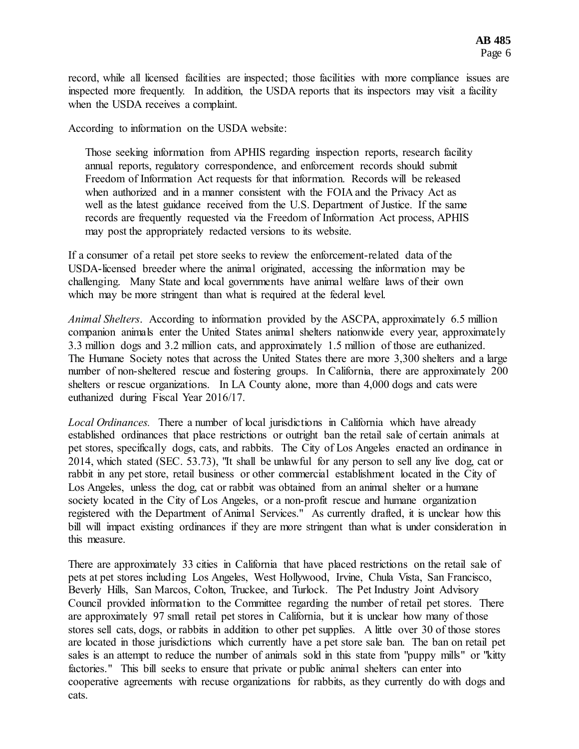record, while all licensed facilities are inspected; those facilities with more compliance issues are inspected more frequently. In addition, the USDA reports that its inspectors may visit a facility when the USDA receives a complaint.

According to information on the USDA website:

> Those seeking information from APHIS regarding inspection reports, research facility annual reports, regulatory correspondence, and enforcement records should submit Freedom of Information Act requests for that information. Records will be released when authorized and in a manner consistent with the FOIA and the Privacy Act as well as the latest guidance received from the U.S. Department of Justice. If the same records are frequently requested via the Freedom of Information Act process, APHIS may post the appropriately redacted versions to its website.

If a consumer of a retail pet store seeks to review the enforcement-related data of the USDA-licensed breeder where the animal originated, accessing the information may be challenging. Many State and local governments have animal welfare laws of their own which may be more stringent than what is required at the federal level.

*Animal Shelters*. According to information provided by the ASCPA, approximately 6.5 million companion animals enter the United States animal shelters nationwide every year, approximately 3.3 million dogs and 3.2 million cats, and approximately 1.5 million of those are euthanized. The Humane Society notes that across the United States there are more 3,300 shelters and a large number of non-sheltered rescue and fostering groups. In California, there are approximately 200 shelters or rescue organizations. In LA County alone, more than 4,000 dogs and cats were euthanized during Fiscal Year 2016/17.

*Local Ordinances.* There a number of local jurisdictions in California which have already established ordinances that place restrictions or outright ban the retail sale of certain animals at pet stores, specifically dogs, cats, and rabbits. The City of Los Angeles enacted an ordinance in 2014, which stated (SEC. 53.73), "It shall be unlawful for any person to sell any live dog, cat or rabbit in any pet store, retail business or other commercial establishment located in the City of Los Angeles, unless the dog, cat or rabbit was obtained from an animal shelter or a humane society located in the City of Los Angeles, or a non-profit rescue and humane organization registered with the Department of Animal Services." As currently drafted, it is unclear how this bill will impact existing ordinances if they are more stringent than what is under consideration in this measure.

There are approximately 33 cities in California that have placed restrictions on the retail sale of pets at pet stores including Los Angeles, West Hollywood, Irvine, Chula Vista, San Francisco, Beverly Hills, San Marcos, Colton, Truckee, and Turlock. The Pet Industry Joint Advisory Council provided information to the Committee regarding the number of retail pet stores. There are approximately 97 small retail pet stores in California, but it is unclear how many of those stores sell cats, dogs, or rabbits in addition to other pet supplies. A little over 30 of those stores are located in those jurisdictions which currently have a pet store sale ban. The ban on retail pet sales is an attempt to reduce the number of animals sold in this state from "puppy mills" or "kitty factories." This bill seeks to ensure that private or public animal shelters can enter into cooperative agreements with recuse organizations for rabbits, as they currently do with dogs and cats.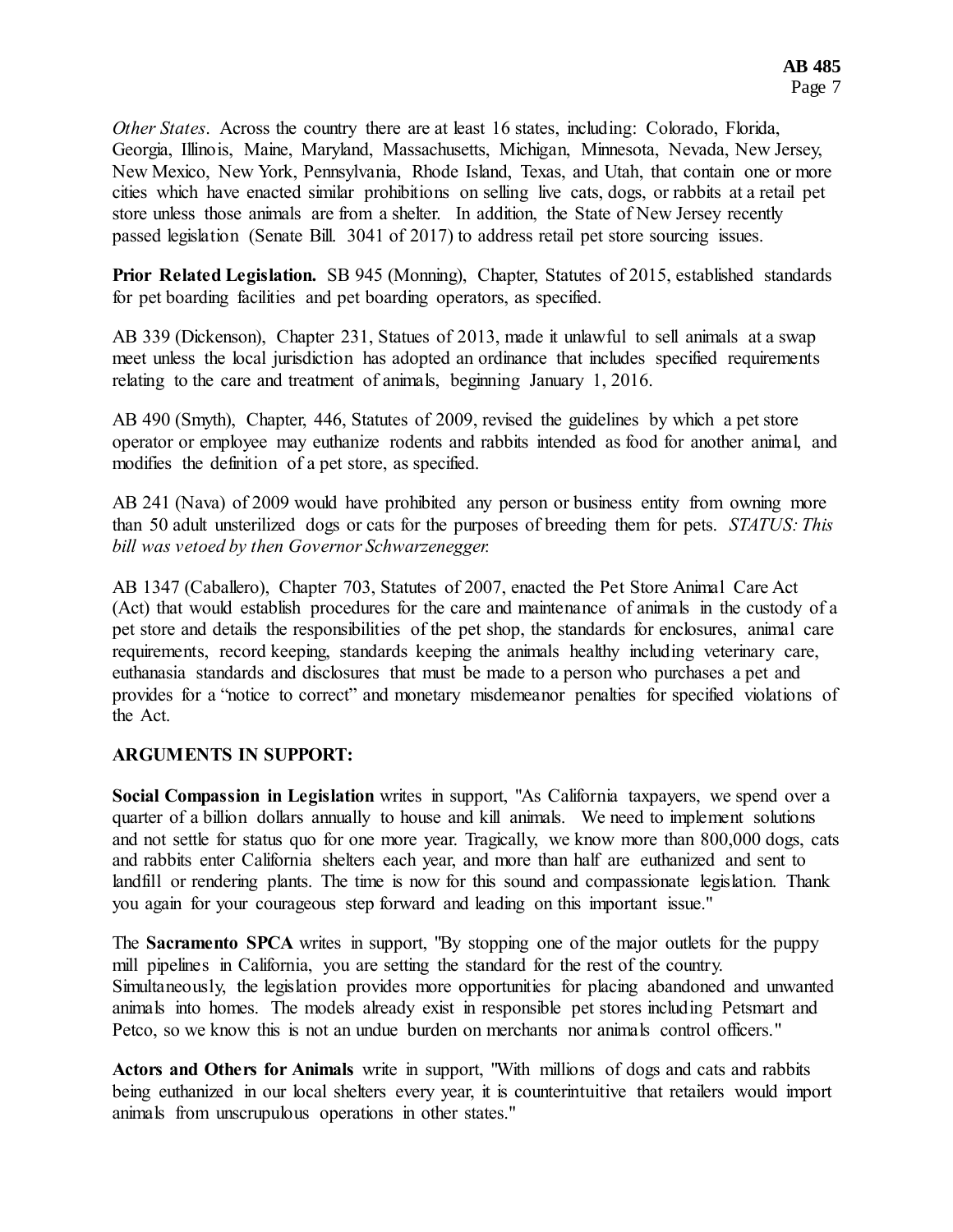*Other States*. Across the country there are at least 16 states, including: Colorado, Florida, Georgia, Illinois, Maine, Maryland, Massachusetts, Michigan, Minnesota, Nevada, New Jersey, New Mexico, New York, Pennsylvania, Rhode Island, Texas, and Utah, that contain one or more cities which have enacted similar prohibitions on selling live cats, dogs, or rabbits at a retail pet store unless those animals are from a shelter. In addition, the State of New Jersey recently passed legislation (Senate Bill. 3041 of 2017) to address retail pet store sourcing issues.

**Prior Related Legislation.** SB 945 (Monning), Chapter, Statutes of 2015, established standards for pet boarding facilities and pet boarding operators, as specified.

AB 339 (Dickenson), Chapter 231, Statues of 2013, made it unlawful to sell animals at a swap meet unless the local jurisdiction has adopted an ordinance that includes specified requirements relating to the care and treatment of animals, beginning January 1, 2016.

AB 490 (Smyth), Chapter, 446, Statutes of 2009, revised the guidelines by which a pet store operator or employee may euthanize rodents and rabbits intended as food for another animal, and modifies the definition of a pet store, as specified.

AB 241 (Nava) of 2009 would have prohibited any person or business entity from owning more than 50 adult unsterilized dogs or cats for the purposes of breeding them for pets. *STATUS: This bill was vetoed by then Governor Schwarzenegger.*

AB 1347 (Caballero), Chapter 703, Statutes of 2007, enacted the Pet Store Animal Care Act (Act) that would establish procedures for the care and maintenance of animals in the custody of a pet store and details the responsibilities of the pet shop, the standards for enclosures, animal care requirements, record keeping, standards keeping the animals healthy including veterinary care, euthanasia standards and disclosures that must be made to a person who purchases a pet and provides for a "notice to correct" and monetary misdemeanor penalties for specified violations of the Act.

**ARGUMENTS IN SUPPORT:**

**Social Compassion in Legislation** writes in support, "As California taxpayers, we spend over a quarter of a billion dollars annually to house and kill animals. We need to implement solutions and not settle for status quo for one more year. Tragically, we know more than 800,000 dogs, cats and rabbits enter California shelters each year, and more than half are euthanized and sent to landfill or rendering plants. The time is now for this sound and compassionate legislation. Thank you again for your courageous step forward and leading on this important issue."

The **Sacramento SPCA** writes in support, "By stopping one of the major outlets for the puppy mill pipelines in California, you are setting the standard for the rest of the country. Simultaneously, the legislation provides more opportunities for placing abandoned and unwanted animals into homes. The models already exist in responsible pet stores including Petsmart and Petco, so we know this is not an undue burden on merchants nor animals control officers."

**Actors and Others for Animals** write in support, "With millions of dogs and cats and rabbits being euthanized in our local shelters every year, it is counterintuitive that retailers would import animals from unscrupulous operations in other states."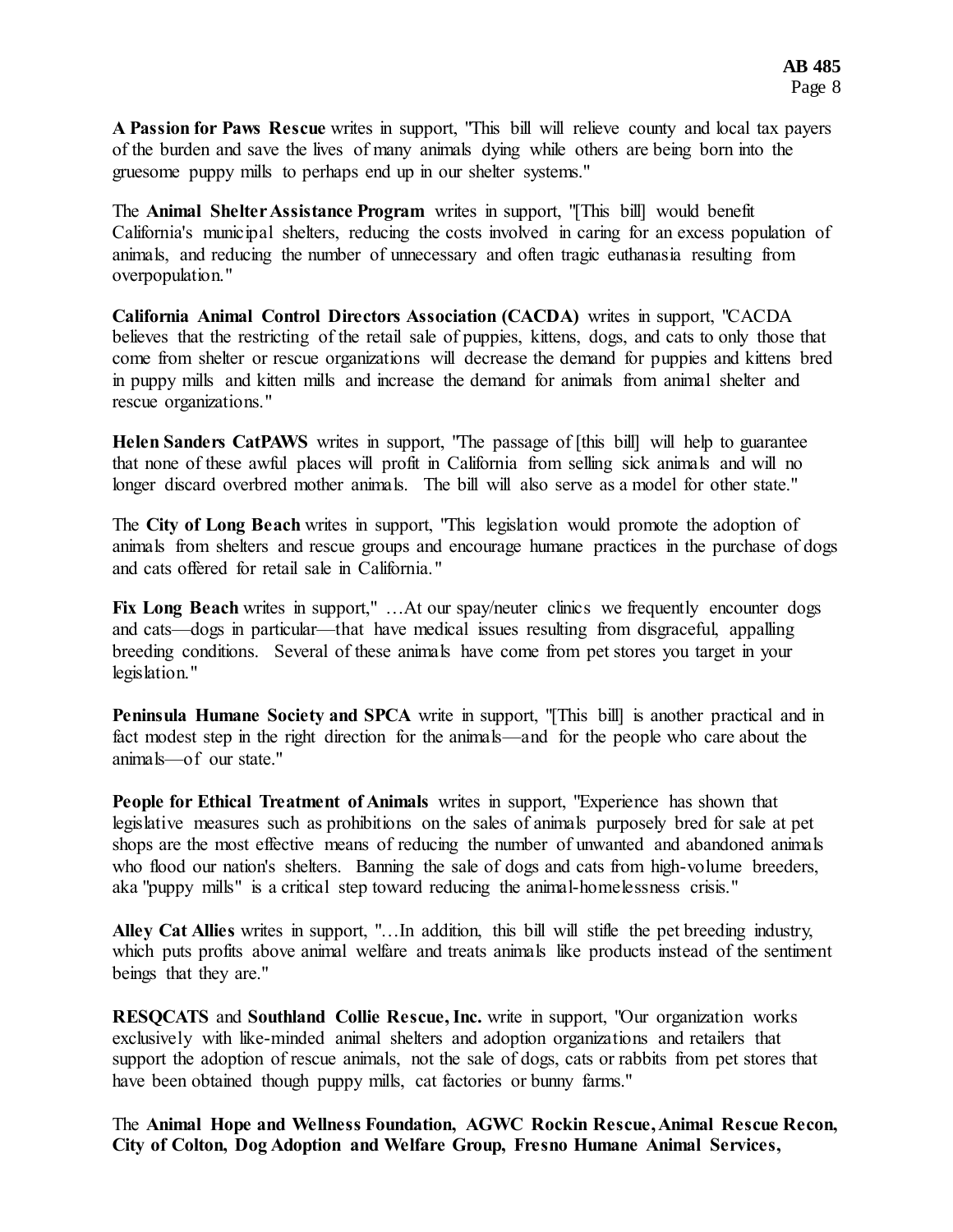**A Passion for Paws Rescue** writes in support, "This bill will relieve county and local tax payers of the burden and save the lives of many animals dying while others are being born into the gruesome puppy mills to perhaps end up in our shelter systems."

The **Animal Shelter Assistance Program** writes in support, "[This bill] would benefit California's municipal shelters, reducing the costs involved in caring for an excess population of animals, and reducing the number of unnecessary and often tragic euthanasia resulting from overpopulation."

**California Animal Control Directors Association (CACDA)** writes in support, "CACDA believes that the restricting of the retail sale of puppies, kittens, dogs, and cats to only those that come from shelter or rescue organizations will decrease the demand for puppies and kittens bred in puppy mills and kitten mills and increase the demand for animals from animal shelter and rescue organizations."

**Helen Sanders CatPAWS** writes in support, "The passage of [this bill] will help to guarantee that none of these awful places will profit in California from selling sick animals and will no longer discard overbred mother animals. The bill will also serve as a model for other state."

The **City of Long Beach** writes in support, "This legislation would promote the adoption of animals from shelters and rescue groups and encourage humane practices in the purchase of dogs and cats offered for retail sale in California."

**Fix Long Beach** writes in support," …At our spay/neuter clinics we frequently encounter dogs and cats—dogs in particular—that have medical issues resulting from disgraceful, appalling breeding conditions. Several of these animals have come from pet stores you target in your legislation."

**Peninsula Humane Society and SPCA** write in support, "[This bill] is another practical and in fact modest step in the right direction for the animals—and for the people who care about the animals—of our state."

**People for Ethical Treatment of Animals** writes in support, "Experience has shown that legislative measures such as prohibitions on the sales of animals purposely bred for sale at pet shops are the most effective means of reducing the number of unwanted and abandoned animals who flood our nation's shelters. Banning the sale of dogs and cats from high-volume breeders, aka "puppy mills" is a critical step toward reducing the animal-homelessness crisis."

**Alley Cat Allies** writes in support, "…In addition, this bill will stifle the pet breeding industry, which puts profits above animal welfare and treats animals like products instead of the sentiment beings that they are."

**RESQCATS** and **Southland Collie Rescue, Inc.** write in support, "Our organization works exclusively with like-minded animal shelters and adoption organizations and retailers that support the adoption of rescue animals, not the sale of dogs, cats or rabbits from pet stores that have been obtained though puppy mills, cat factories or bunny farms."

The **Animal Hope and Wellness Foundation, AGWC Rockin Rescue, Animal Rescue Recon, City of Colton, Dog Adoption and Welfare Group, Fresno Humane Animal Services,**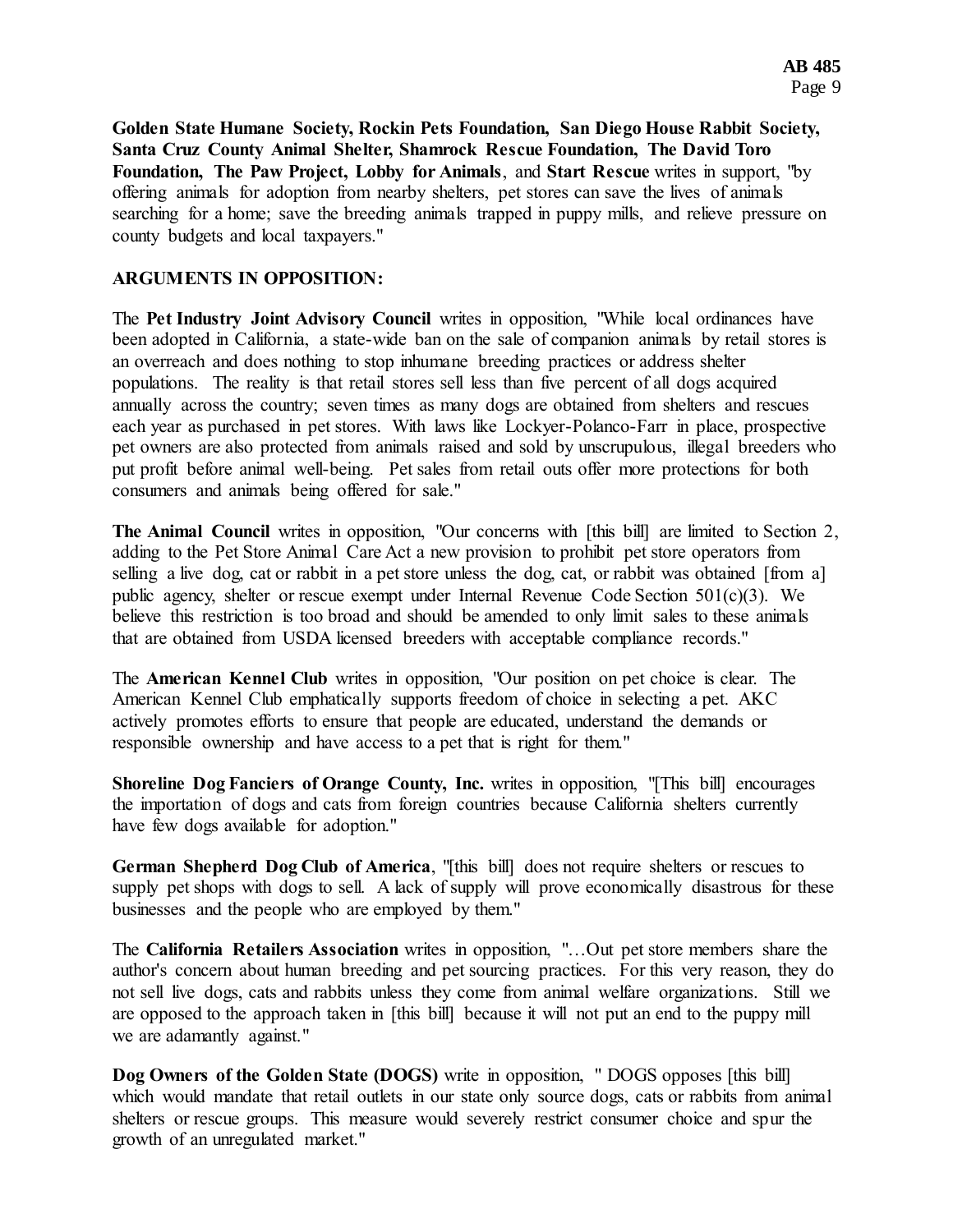**Golden State Humane Society, Rockin Pets Foundation, San Diego House Rabbit Society, Santa Cruz County Animal Shelter, Shamrock Rescue Foundation, The David Toro Foundation, The Paw Project, Lobby for Animals**, and **Start Rescue** writes in support, "by offering animals for adoption from nearby shelters, pet stores can save the lives of animals searching for a home; save the breeding animals trapped in puppy mills, and relieve pressure on county budgets and local taxpayers."

**ARGUMENTS IN OPPOSITION:**

The **Pet Industry Joint Advisory Council** writes in opposition, "While local ordinances have been adopted in California, a state-wide ban on the sale of companion animals by retail stores is an overreach and does nothing to stop inhumane breeding practices or address shelter populations. The reality is that retail stores sell less than five percent of all dogs acquired annually across the country; seven times as many dogs are obtained from shelters and rescues each year as purchased in pet stores. With laws like Lockyer-Polanco-Farr in place, prospective pet owners are also protected from animals raised and sold by unscrupulous, illegal breeders who put profit before animal well-being. Pet sales from retail outs offer more protections for both consumers and animals being offered for sale."

**The Animal Council** writes in opposition, "Our concerns with [this bill] are limited to Section 2, adding to the Pet Store Animal Care Act a new provision to prohibit pet store operators from selling a live dog, cat or rabbit in a pet store unless the dog, cat, or rabbit was obtained [from a] public agency, shelter or rescue exempt under Internal Revenue Code Section 501(c)(3). We believe this restriction is too broad and should be amended to only limit sales to these animals that are obtained from USDA licensed breeders with acceptable compliance records."

The **American Kennel Club** writes in opposition, "Our position on pet choice is clear. The American Kennel Club emphatically supports freedom of choice in selecting a pet. AKC actively promotes efforts to ensure that people are educated, understand the demands or responsible ownership and have access to a pet that is right for them."

**Shoreline Dog Fanciers of Orange County, Inc.** writes in opposition, "[This bill] encourages the importation of dogs and cats from foreign countries because California shelters currently have few dogs available for adoption."

**German Shepherd Dog Club of America**, "[this bill] does not require shelters or rescues to supply pet shops with dogs to sell. A lack of supply will prove economically disastrous for these businesses and the people who are employed by them."

The **California Retailers Association** writes in opposition, "…Out pet store members share the author's concern about human breeding and pet sourcing practices. For this very reason, they do not sell live dogs, cats and rabbits unless they come from animal welfare organizations. Still we are opposed to the approach taken in [this bill] because it will not put an end to the puppy mill we are adamantly against."

**Dog Owners of the Golden State (DOGS)** write in opposition, " DOGS opposes [this bill] which would mandate that retail outlets in our state only source dogs, cats or rabbits from animal shelters or rescue groups. This measure would severely restrict consumer choice and spur the growth of an unregulated market."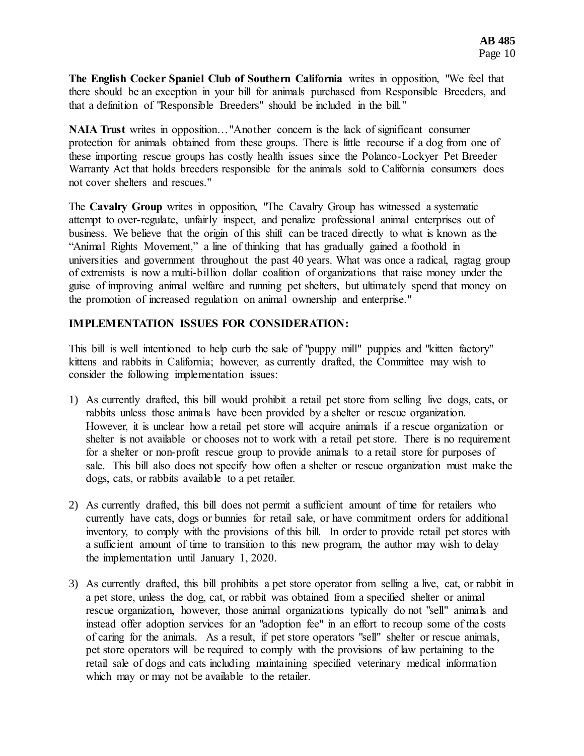**The English Cocker Spaniel Club of Southern California** writes in opposition, "We feel that there should be an exception in your bill for animals purchased from Responsible Breeders, and that a definition of "Responsible Breeders" should be included in the bill."

**NAIA Trust** writes in opposition…"Another concern is the lack of significant consumer protection for animals obtained from these groups. There is little recourse if a dog from one of these importing rescue groups has costly health issues since the Polanco-Lockyer Pet Breeder Warranty Act that holds breeders responsible for the animals sold to California consumers does not cover shelters and rescues."

The **Cavalry Group** writes in opposition, "The Cavalry Group has witnessed a systematic attempt to over-regulate, unfairly inspect, and penalize professional animal enterprises out of business. We believe that the origin of this shift can be traced directly to what is known as the "Animal Rights Movement," a line of thinking that has gradually gained a foothold in universities and government throughout the past 40 years. What was once a radical, ragtag group of extremists is now a multi-billion dollar coalition of organizations that raise money under the guise of improving animal welfare and running pet shelters, but ultimately spend that money on the promotion of increased regulation on animal ownership and enterprise."

**IMPLEMENTATION ISSUES FOR CONSIDERATION:**

This bill is well intentioned to help curb the sale of "puppy mill" puppies and "kitten factory" kittens and rabbits in California; however, as currently drafted, the Committee may wish to consider the following implementation issues:

1) As currently drafted, this bill would prohibit a retail pet store from selling live dogs, cats, or rabbits unless those animals have been provided by a shelter or rescue organization. However, it is unclear how a retail pet store will acquire animals if a rescue organization or shelter is not available or chooses not to work with a retail pet store. There is no requirement for a shelter or non-profit rescue group to provide animals to a retail store for purposes of sale. This bill also does not specify how often a shelter or rescue organization must make the dogs, cats, or rabbits available to a pet retailer.

2) As currently drafted, this bill does not permit a sufficient amount of time for retailers who currently have cats, dogs or bunnies for retail sale, or have commitment orders for additional inventory, to comply with the provisions of this bill. In order to provide retail pet stores with a sufficient amount of time to transition to this new program, the author may wish to delay the implementation until January 1, 2020.

3) As currently drafted, this bill prohibits a pet store operator from selling a live, cat, or rabbit in a pet store, unless the dog, cat, or rabbit was obtained from a specified shelter or animal rescue organization, however, those animal organizations typically do not "sell" animals and instead offer adoption services for an "adoption fee" in an effort to recoup some of the costs of caring for the animals. As a result, if pet store operators "sell" shelter or rescue animals, pet store operators will be required to comply with the provisions of law pertaining to the retail sale of dogs and cats including maintaining specified veterinary medical information which may or may not be available to the retailer.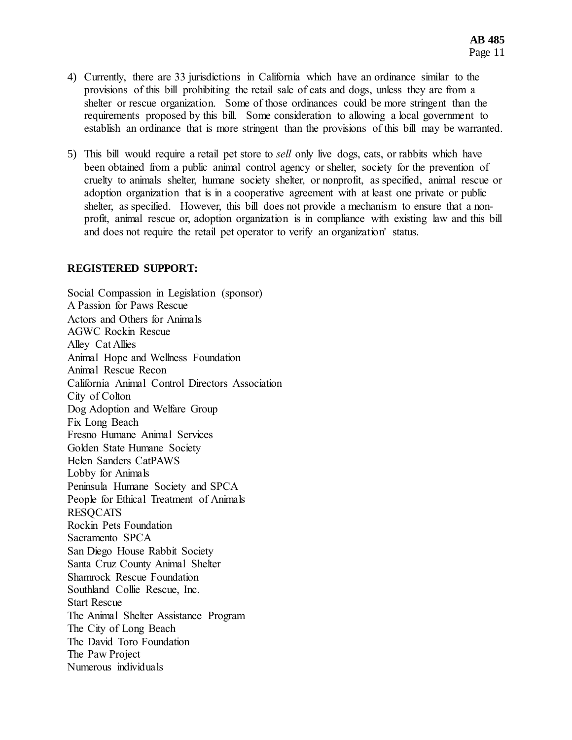4) Currently, there are 33 jurisdictions in California which have an ordinance similar to the provisions of this bill prohibiting the retail sale of cats and dogs, unless they are from a shelter or rescue organization. Some of those ordinances could be more stringent than the requirements proposed by this bill. Some consideration to allowing a local government to establish an ordinance that is more stringent than the provisions of this bill may be warranted.

5) This bill would require a retail pet store to *sell* only live dogs, cats, or rabbits which have been obtained from a public animal control agency or shelter, society for the prevention of cruelty to animals shelter, humane society shelter, or nonprofit, as specified, animal rescue or adoption organization that is in a cooperative agreement with at least one private or public shelter, as specified. However, this bill does not provide a mechanism to ensure that a non-profit, animal rescue or, adoption organization is in compliance with existing law and this bill and does not require the retail pet operator to verify an organization' status.

**REGISTERED SUPPORT:**

Social Compassion in Legislation (sponsor)
A Passion for Paws Rescue
Actors and Others for Animals
AGWC Rockin Rescue
Alley Cat Allies
Animal Hope and Wellness Foundation
Animal Rescue Recon
California Animal Control Directors Association
City of Colton
Dog Adoption and Welfare Group
Fix Long Beach
Fresno Humane Animal Services
Golden State Humane Society
Helen Sanders CatPAWS
Lobby for Animals
Peninsula Humane Society and SPCA
People for Ethical Treatment of Animals
RESQCATS
Rockin Pets Foundation
Sacramento SPCA
San Diego House Rabbit Society
Santa Cruz County Animal Shelter
Shamrock Rescue Foundation
Southland Collie Rescue, Inc.
Start Rescue
The Animal Shelter Assistance Program
The City of Long Beach
The David Toro Foundation
The Paw Project
Numerous individuals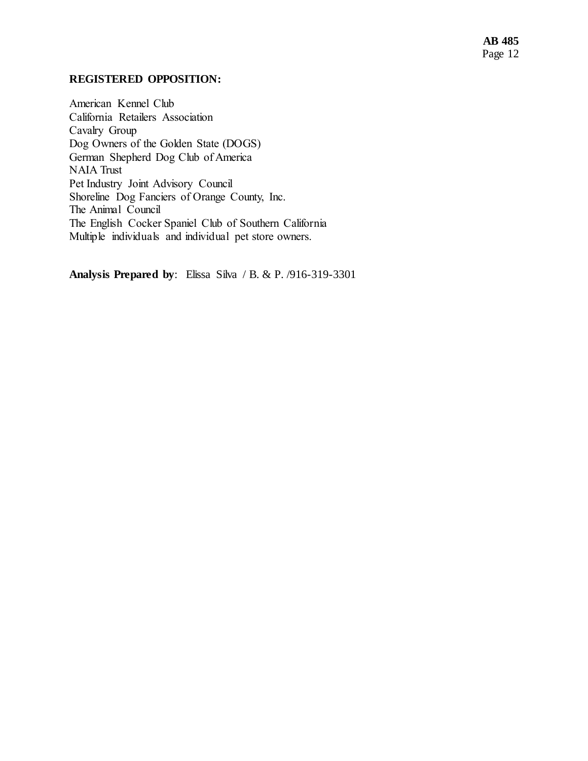**REGISTERED OPPOSITION:**

American Kennel Club
California Retailers Association
Cavalry Group
Dog Owners of the Golden State (DOGS)
German Shepherd Dog Club of America
NAIA Trust
Pet Industry Joint Advisory Council
Shoreline Dog Fanciers of Orange County, Inc.
The Animal Council
The English Cocker Spaniel Club of Southern California
Multiple individuals and individual pet store owners.

**Analysis Prepared by**: Elissa Silva / B. & P. /916-319-3301